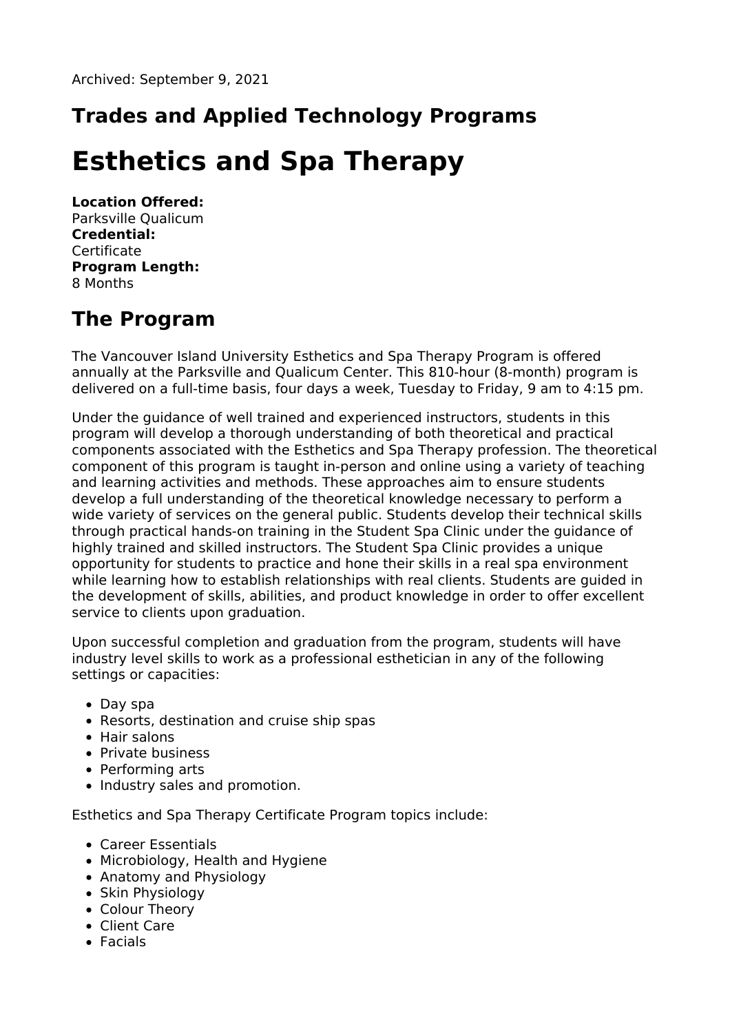Archived: September 9, 2021

## Trades and Applied Technology Programs

# Esthetics and Spa Therapy

**Location Offered:**
Parksville Qualicum
**Credential:**
Certificate
**Program Length:**
8 Months

## The Program

The Vancouver Island University Esthetics and Spa Therapy Program is offered annually at the Parksville and Qualicum Center. This 810-hour (8-month) program is delivered on a full-time basis, four days a week, Tuesday to Friday, 9 am to 4:15 pm.

Under the guidance of well trained and experienced instructors, students in this program will develop a thorough understanding of both theoretical and practical components associated with the Esthetics and Spa Therapy profession. The theoretical component of this program is taught in-person and online using a variety of teaching and learning activities and methods. These approaches aim to ensure students develop a full understanding of the theoretical knowledge necessary to perform a wide variety of services on the general public. Students develop their technical skills through practical hands-on training in the Student Spa Clinic under the guidance of highly trained and skilled instructors. The Student Spa Clinic provides a unique opportunity for students to practice and hone their skills in a real spa environment while learning how to establish relationships with real clients. Students are guided in the development of skills, abilities, and product knowledge in order to offer excellent service to clients upon graduation.

Upon successful completion and graduation from the program, students will have industry level skills to work as a professional esthetician in any of the following settings or capacities:

- Day spa
- Resorts, destination and cruise ship spas
- Hair salons
- Private business
- Performing arts
- Industry sales and promotion.

Esthetics and Spa Therapy Certificate Program topics include:

- Career Essentials
- Microbiology, Health and Hygiene
- Anatomy and Physiology
- Skin Physiology
- Colour Theory
- Client Care
- Facials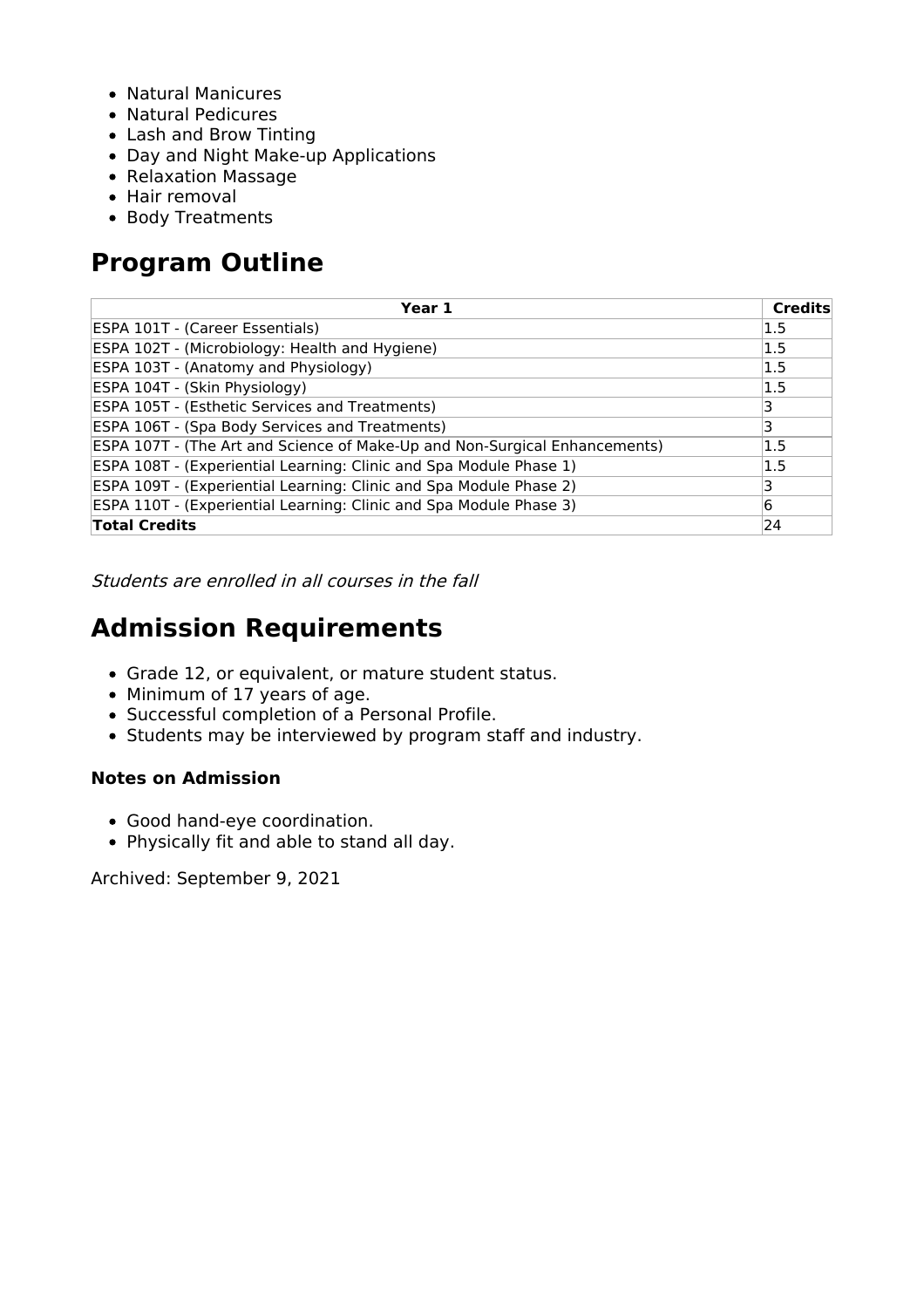- Natural Manicures
- Natural Pedicures
- Lash and Brow Tinting
- Day and Night Make-up Applications
- Relaxation Massage
- Hair removal
- Body Treatments

## Program Outline

| Year 1 | Credits |
|---|---|
| ESPA 101T - (Career Essentials) | 1.5 |
| ESPA 102T - (Microbiology: Health and Hygiene) | 1.5 |
| ESPA 103T - (Anatomy and Physiology) | 1.5 |
| ESPA 104T - (Skin Physiology) | 1.5 |
| ESPA 105T - (Esthetic Services and Treatments) | 3 |
| ESPA 106T - (Spa Body Services and Treatments) | 3 |
| ESPA 107T - (The Art and Science of Make-Up and Non-Surgical Enhancements) | 1.5 |
| ESPA 108T - (Experiential Learning: Clinic and Spa Module Phase 1) | 1.5 |
| ESPA 109T - (Experiential Learning: Clinic and Spa Module Phase 2) | 3 |
| ESPA 110T - (Experiential Learning: Clinic and Spa Module Phase 3) | 6 |
| **Total Credits** | 24 |

*Students are enrolled in all courses in the fall*

## Admission Requirements

- Grade 12, or equivalent, or mature student status.
- Minimum of 17 years of age.
- Successful completion of a Personal Profile.
- Students may be interviewed by program staff and industry.

### Notes on Admission

- Good hand-eye coordination.
- Physically fit and able to stand all day.

Archived: September 9, 2021